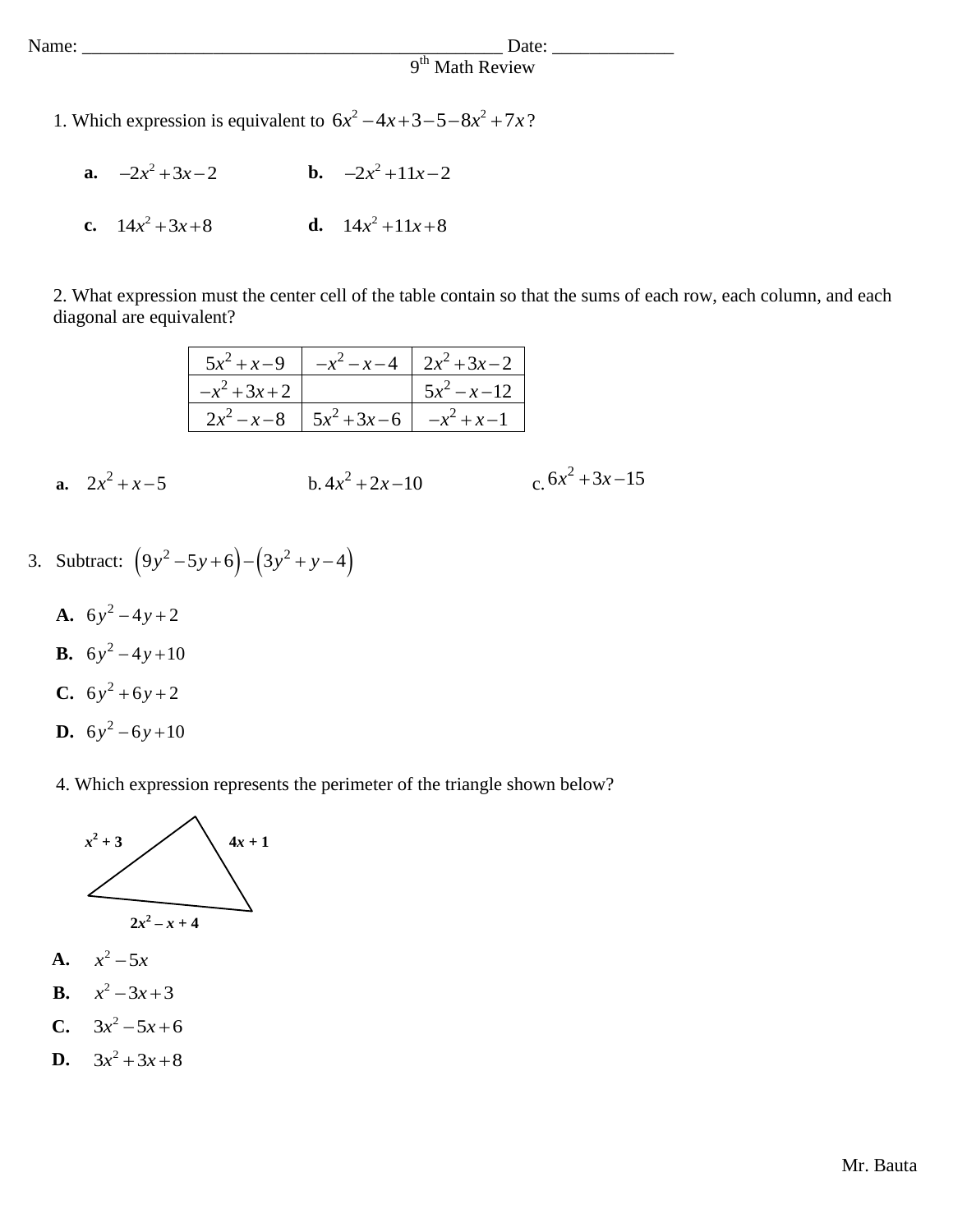Name: ______________________________________________ Date: _____________

9th Math Review

1. Which expression is equivalent to $6x^2 - 4x + 3 - 5 - 8x^2 + 7x$?

**a.** $-2x^2 + 3x - 2$ **b.** $-2x^2 + 11x - 2$

**c.** $14x^2 + 3x + 8$ **d.** $14x^2 + 11x + 8$

2. What expression must the center cell of the table contain so that the sums of each row, each column, and each diagonal are equivalent?

| $5x^2 + x - 9$ | $-x^2 - x - 4$ | $2x^2 + 3x - 2$ |
|---|---|---|
| $-x^2 + 3x + 2$ | | $5x^2 - x - 12$ |
| $2x^2 - x - 8$ | $5x^2 + 3x - 6$ | $-x^2 + x - 1$ |

**a.** $2x^2 + x - 5$ b. $4x^2 + 2x - 10$ c. $6x^2 + 3x - 15$

3. Subtract: $(9y^2 - 5y + 6) - (3y^2 + y - 4)$

**A.** $6y^2 - 4y + 2$

**B.** $6y^2 - 4y + 10$

**C.** $6y^2 + 6y + 2$

**D.** $6y^2 - 6y + 10$

4. Which expression represents the perimeter of the triangle shown below?

(Triangle with sides labeled $x^2 + 3$, $4x + 1$, and $2x^2 - x + 4$)

**A.** $x^2 - 5x$

**B.** $x^2 - 3x + 3$

**C.** $3x^2 - 5x + 6$

**D.** $3x^2 + 3x + 8$

Mr. Bauta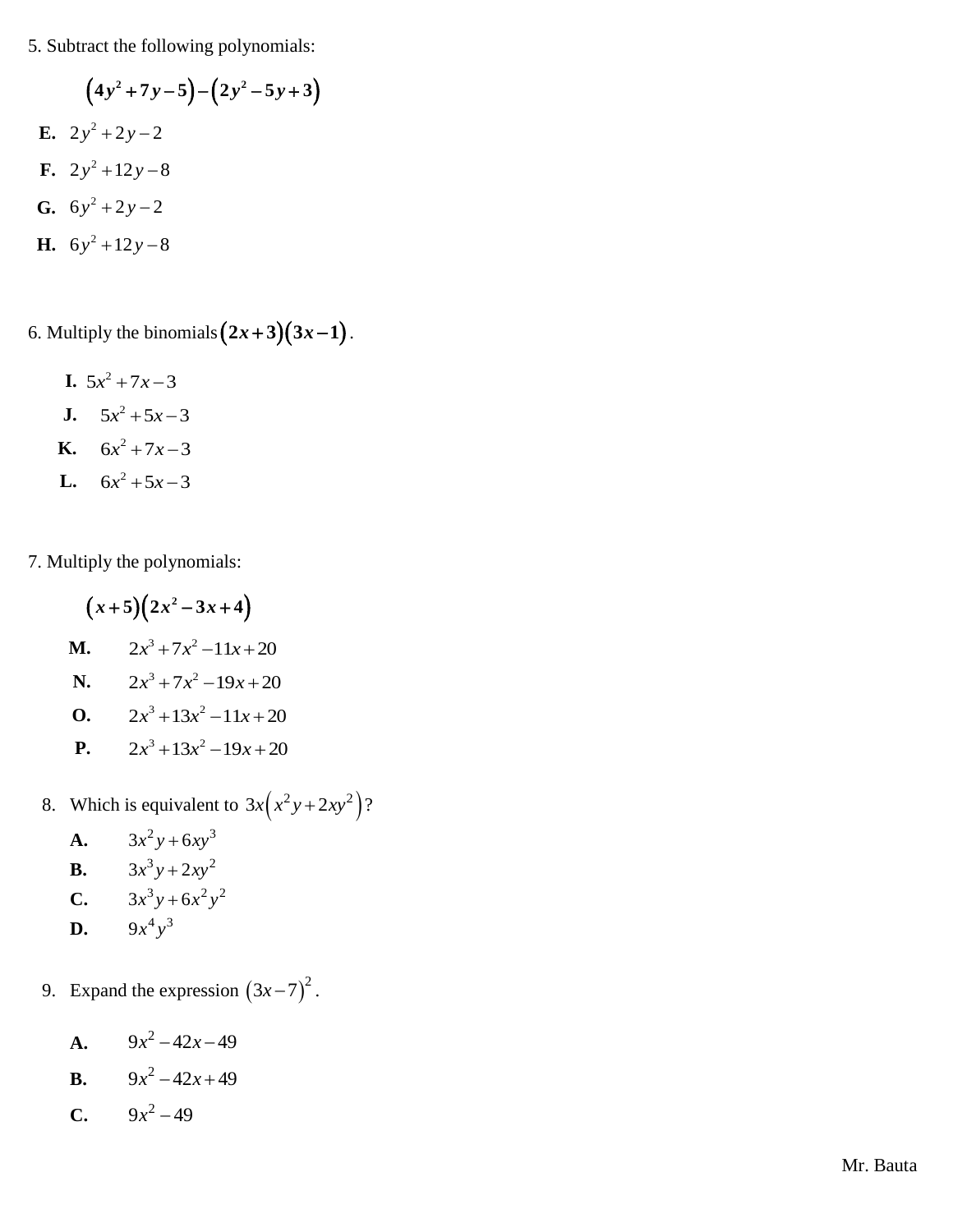5. Subtract the following polynomials:

$$\left(4y^2+7y-5\right)-\left(2y^2-5y+3\right)$$

**E.** $2y^2+2y-2$

**F.** $2y^2+12y-8$

**G.** $6y^2+2y-2$

**H.** $6y^2+12y-8$

6. Multiply the binomials $\left(2x+3\right)\left(3x-1\right)$.

**I.** $5x^2+7x-3$

**J.** $5x^2+5x-3$

**K.** $6x^2+7x-3$

**L.** $6x^2+5x-3$

7. Multiply the polynomials:

$$\left(x+5\right)\left(2x^2-3x+4\right)$$

**M.** $2x^3+7x^2-11x+20$

**N.** $2x^3+7x^2-19x+20$

**O.** $2x^3+13x^2-11x+20$

**P.** $2x^3+13x^2-19x+20$

8. Which is equivalent to $3x\left(x^2y+2xy^2\right)$?

**A.** $3x^2y+6xy^3$

**B.** $3x^3y+2xy^2$

**C.** $3x^3y+6x^2y^2$

**D.** $9x^4y^3$

9. Expand the expression $\left(3x-7\right)^2$.

**A.** $9x^2-42x-49$

**B.** $9x^2-42x+49$

**C.** $9x^2-49$

Mr. Bauta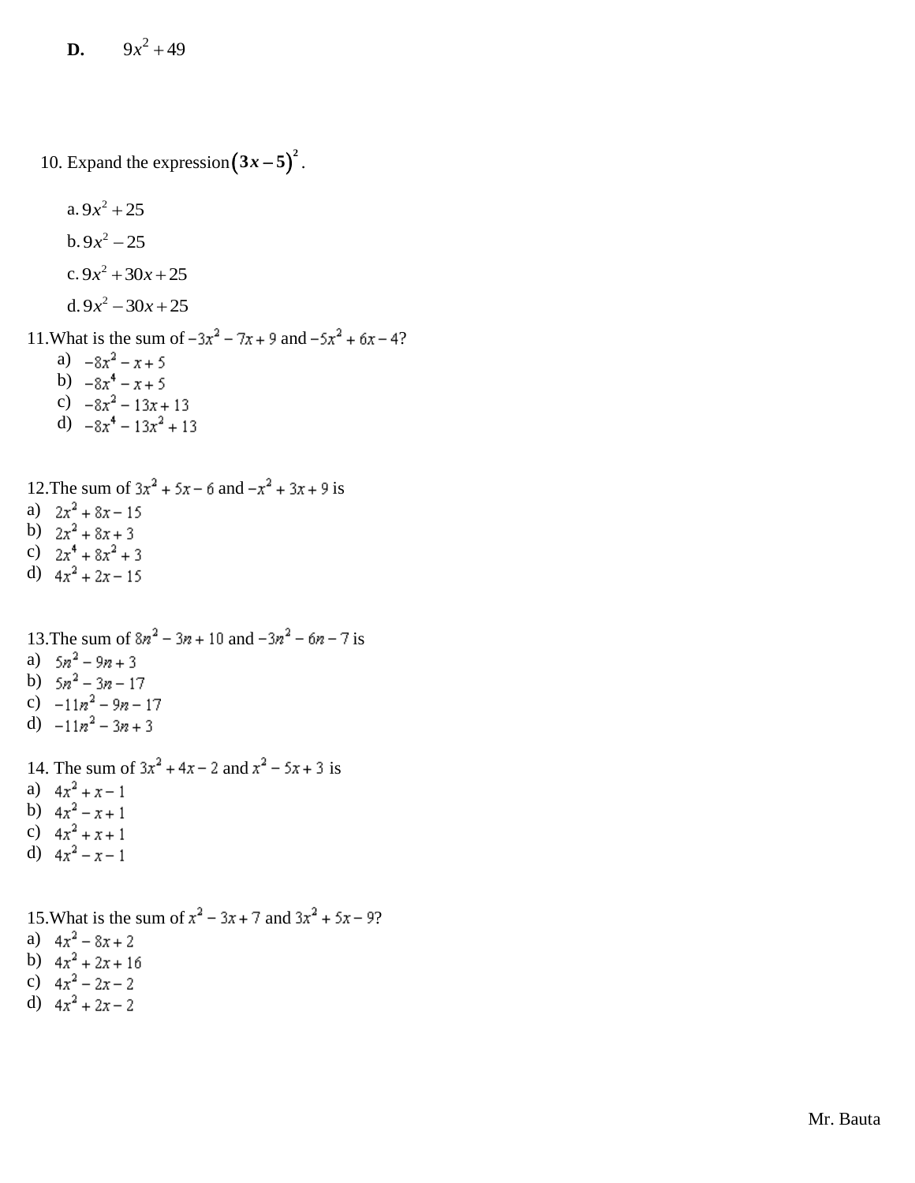**D.** $9x^2 + 49$

10. Expand the expression $(3x - 5)^2$.

a. $9x^2 + 25$

b. $9x^2 - 25$

c. $9x^2 + 30x + 25$

d. $9x^2 - 30x + 25$

11. What is the sum of $-3x^2 - 7x + 9$ and $-5x^2 + 6x - 4$?

a) $-8x^2 - x + 5$

b) $-8x^4 - x + 5$

c) $-8x^2 - 13x + 13$

d) $-8x^4 - 13x^2 + 13$

12. The sum of $3x^2 + 5x - 6$ and $-x^2 + 3x + 9$ is

a) $2x^2 + 8x - 15$

b) $2x^2 + 8x + 3$

c) $2x^4 + 8x^2 + 3$

d) $4x^2 + 2x - 15$

13. The sum of $8n^2 - 3n + 10$ and $-3n^2 - 6n - 7$ is

a) $5n^2 - 9n + 3$

b) $5n^2 - 3n - 17$

c) $-11n^2 - 9n - 17$

d) $-11n^2 - 3n + 3$

14. The sum of $3x^2 + 4x - 2$ and $x^2 - 5x + 3$ is

a) $4x^2 + x - 1$

b) $4x^2 - x + 1$

c) $4x^2 + x + 1$

d) $4x^2 - x - 1$

15. What is the sum of $x^2 - 3x + 7$ and $3x^2 + 5x - 9$?

a) $4x^2 - 8x + 2$

b) $4x^2 + 2x + 16$

c) $4x^2 - 2x - 2$

d) $4x^2 + 2x - 2$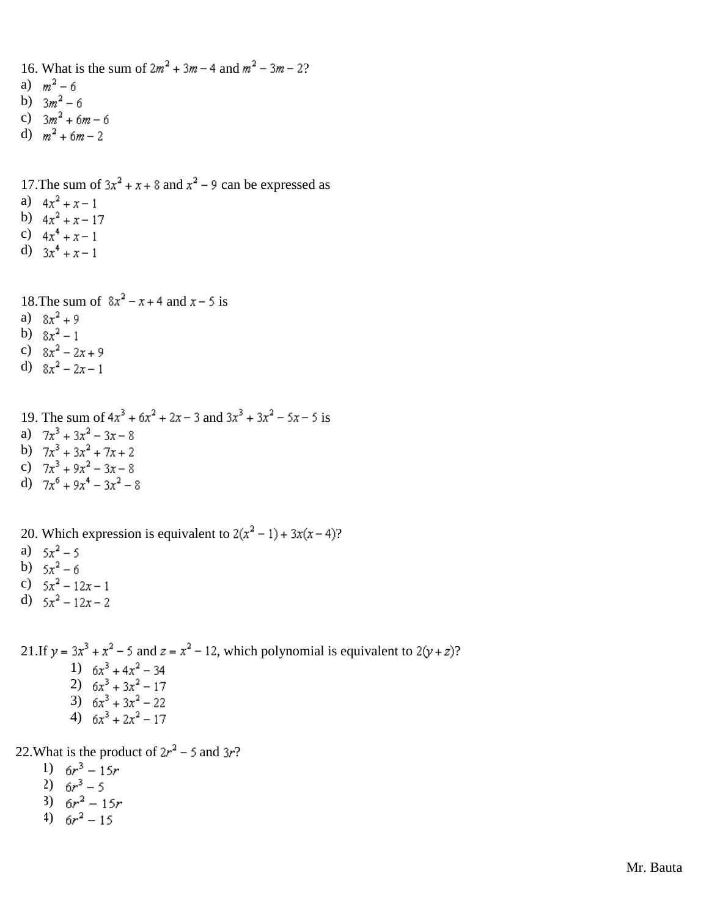16. What is the sum of $2m^2 + 3m - 4$ and $m^2 - 3m - 2$?

a) $m^2 - 6$
b) $3m^2 - 6$
c) $3m^2 + 6m - 6$
d) $m^2 + 6m - 2$

17.The sum of $3x^2 + x + 8$ and $x^2 - 9$ can be expressed as

a) $4x^2 + x - 1$
b) $4x^2 + x - 17$
c) $4x^4 + x - 1$
d) $3x^4 + x - 1$

18.The sum of $8x^2 - x + 4$ and $x - 5$ is

a) $8x^2 + 9$
b) $8x^2 - 1$
c) $8x^2 - 2x + 9$
d) $8x^2 - 2x - 1$

19. The sum of $4x^3 + 6x^2 + 2x - 3$ and $3x^3 + 3x^2 - 5x - 5$ is

a) $7x^3 + 3x^2 - 3x - 8$
b) $7x^3 + 3x^2 + 7x + 2$
c) $7x^3 + 9x^2 - 3x - 8$
d) $7x^6 + 9x^4 - 3x^2 - 8$

20. Which expression is equivalent to $2(x^2 - 1) + 3x(x - 4)$?

a) $5x^2 - 5$
b) $5x^2 - 6$
c) $5x^2 - 12x - 1$
d) $5x^2 - 12x - 2$

21.If $y = 3x^3 + x^2 - 5$ and $z = x^2 - 12$, which polynomial is equivalent to $2(y + z)$?

1) $6x^3 + 4x^2 - 34$
2) $6x^3 + 3x^2 - 17$
3) $6x^3 + 3x^2 - 22$
4) $6x^3 + 2x^2 - 17$

22.What is the product of $2r^2 - 5$ and $3r$?

1) $6r^3 - 15r$
2) $6r^3 - 5$
3) $6r^2 - 15r$
4) $6r^2 - 15$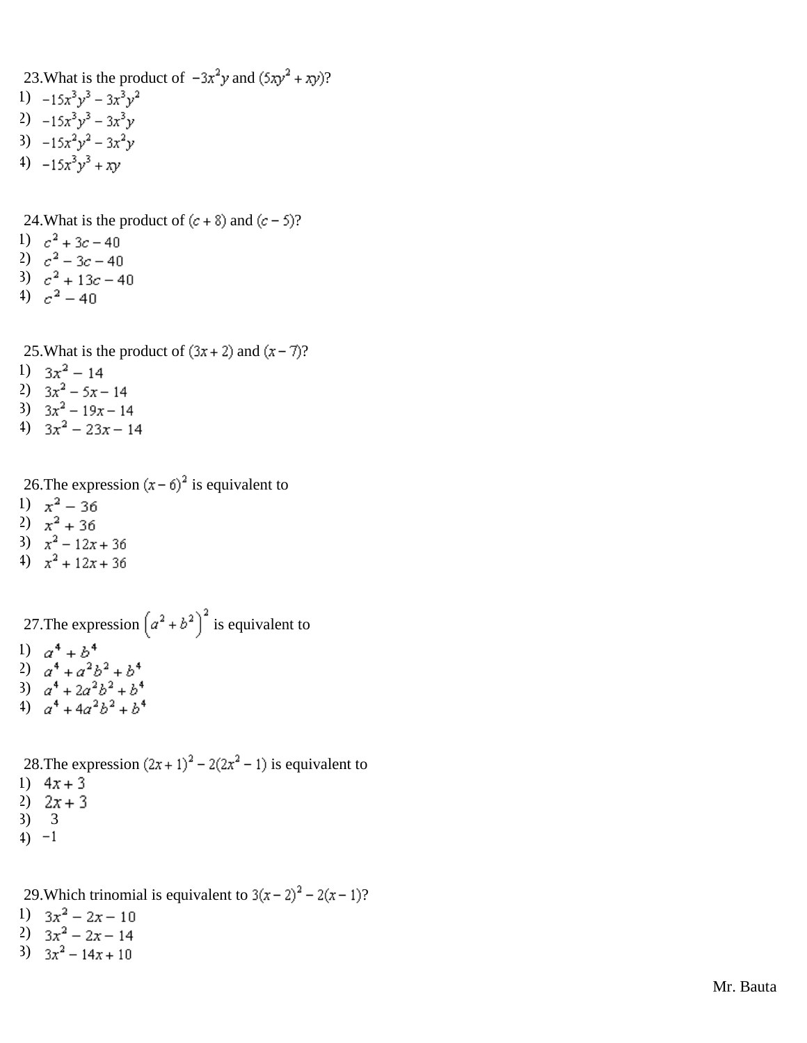23.What is the product of $-3x^2y$ and $(5xy^2 + xy)$?

1) $-15x^3y^3 - 3x^3y^2$
2) $-15x^3y^3 - 3x^3y$
3) $-15x^2y^2 - 3x^2y$
4) $-15x^3y^3 + xy$

24.What is the product of $(c + 8)$ and $(c - 5)$?

1) $c^2 + 3c - 40$
2) $c^2 - 3c - 40$
3) $c^2 + 13c - 40$
4) $c^2 - 40$

25.What is the product of $(3x + 2)$ and $(x - 7)$?

1) $3x^2 - 14$
2) $3x^2 - 5x - 14$
3) $3x^2 - 19x - 14$
4) $3x^2 - 23x - 14$

26.The expression $(x - 6)^2$ is equivalent to

1) $x^2 - 36$
2) $x^2 + 36$
3) $x^2 - 12x + 36$
4) $x^2 + 12x + 36$

27.The expression $\left(a^2 + b^2\right)^2$ is equivalent to

1) $a^4 + b^4$
2) $a^4 + a^2b^2 + b^4$
3) $a^4 + 2a^2b^2 + b^4$
4) $a^4 + 4a^2b^2 + b^4$

28.The expression $(2x + 1)^2 - 2(2x^2 - 1)$ is equivalent to

1) $4x + 3$
2) $2x + 3$
3) $3$
4) $-1$

29.Which trinomial is equivalent to $3(x - 2)^2 - 2(x - 1)$?

1) $3x^2 - 2x - 10$
2) $3x^2 - 2x - 14$
3) $3x^2 - 14x + 10$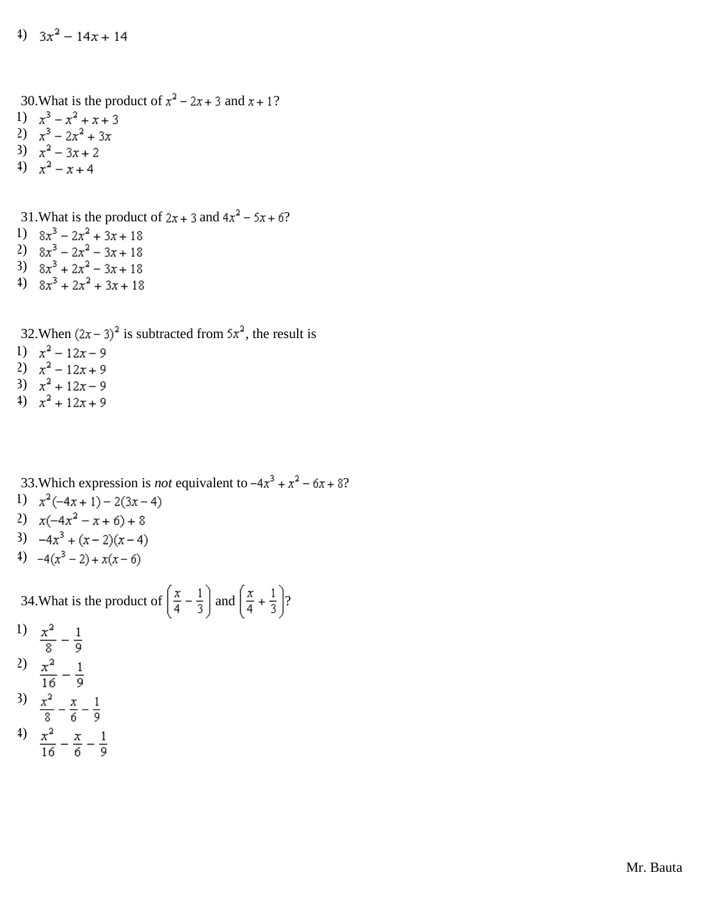4) $3x^2 - 14x + 14$

30. What is the product of $x^2 - 2x + 3$ and $x + 1$?

1) $x^3 - x^2 + x + 3$
2) $x^3 - 2x^2 + 3x$
3) $x^2 - 3x + 2$
4) $x^2 - x + 4$

31. What is the product of $2x + 3$ and $4x^2 - 5x + 6$?

1) $8x^3 - 2x^2 + 3x + 18$
2) $8x^3 - 2x^2 - 3x + 18$
3) $8x^3 + 2x^2 - 3x + 18$
4) $8x^3 + 2x^2 + 3x + 18$

32. When $(2x - 3)^2$ is subtracted from $5x^2$, the result is

1) $x^2 - 12x - 9$
2) $x^2 - 12x + 9$
3) $x^2 + 12x - 9$
4) $x^2 + 12x + 9$

33. Which expression is *not* equivalent to $-4x^3 + x^2 - 6x + 8$?

1) $x^2(-4x + 1) - 2(3x - 4)$
2) $x(-4x^2 - x + 6) + 8$
3) $-4x^3 + (x - 2)(x - 4)$
4) $-4(x^3 - 2) + x(x - 6)$

34. What is the product of $\left(\frac{x}{4} - \frac{1}{3}\right)$ and $\left(\frac{x}{4} + \frac{1}{3}\right)$?

1) $\frac{x^2}{8} - \frac{1}{9}$
2) $\frac{x^2}{16} - \frac{1}{9}$
3) $\frac{x^2}{8} - \frac{x}{6} - \frac{1}{9}$
4) $\frac{x^2}{16} - \frac{x}{6} - \frac{1}{9}$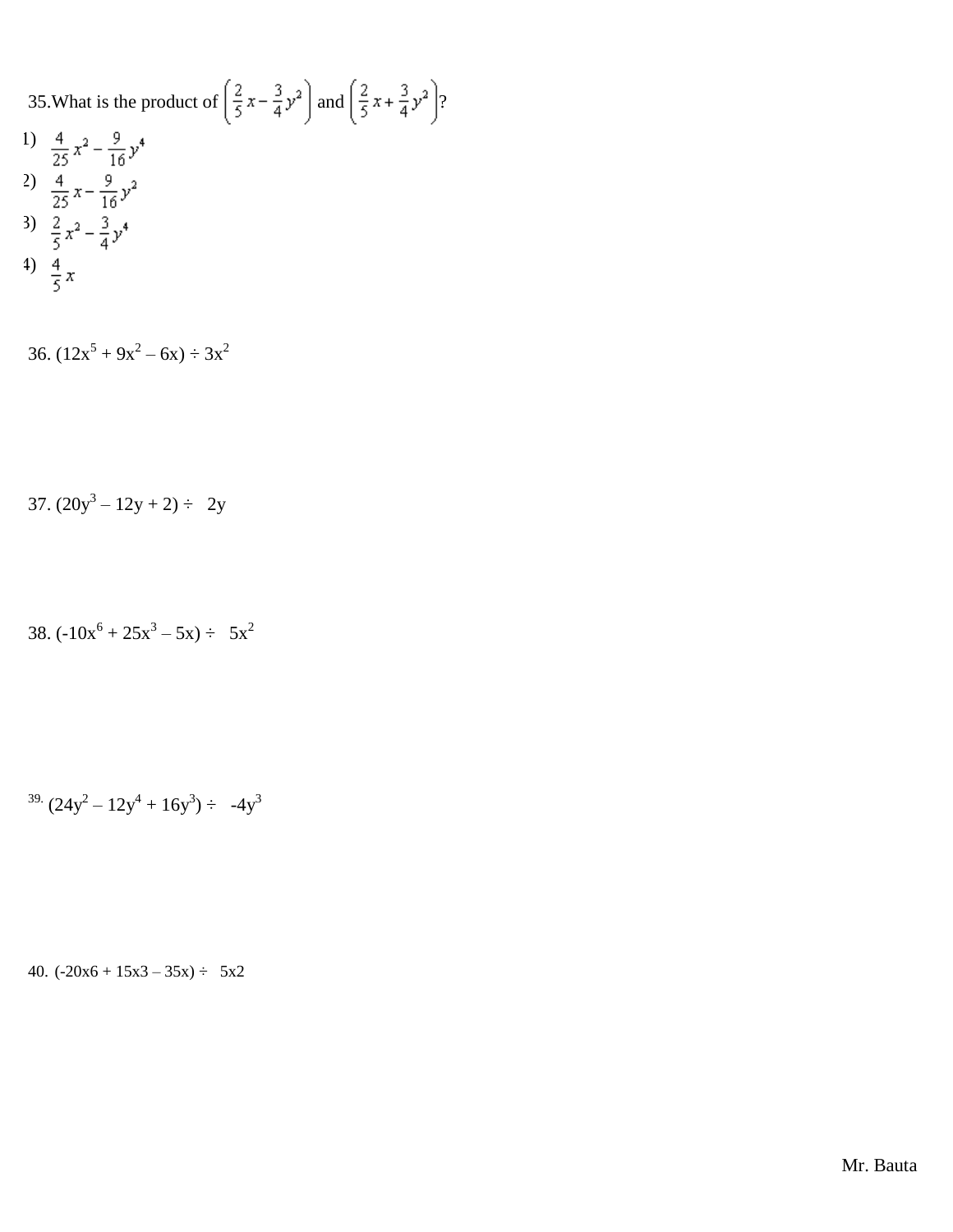35.What is the product of $\left(\frac{2}{5}x - \frac{3}{4}y^2\right)$ and $\left(\frac{2}{5}x + \frac{3}{4}y^2\right)$?

1) $\frac{4}{25}x^2 - \frac{9}{16}y^4$

2) $\frac{4}{25}x - \frac{9}{16}y^2$

3) $\frac{2}{5}x^2 - \frac{3}{4}y^4$

4) $\frac{4}{5}x$

36. $(12x^5 + 9x^2 - 6x) \div 3x^2$

37. $(20y^3 - 12y + 2) \div 2y$

38. $(-10x^6 + 25x^3 - 5x) \div 5x^2$

39. $(24y^2 - 12y^4 + 16y^3) \div -4y^3$

40. (-20x6 + 15x3 – 35x) ÷ 5x2

Mr. Bauta